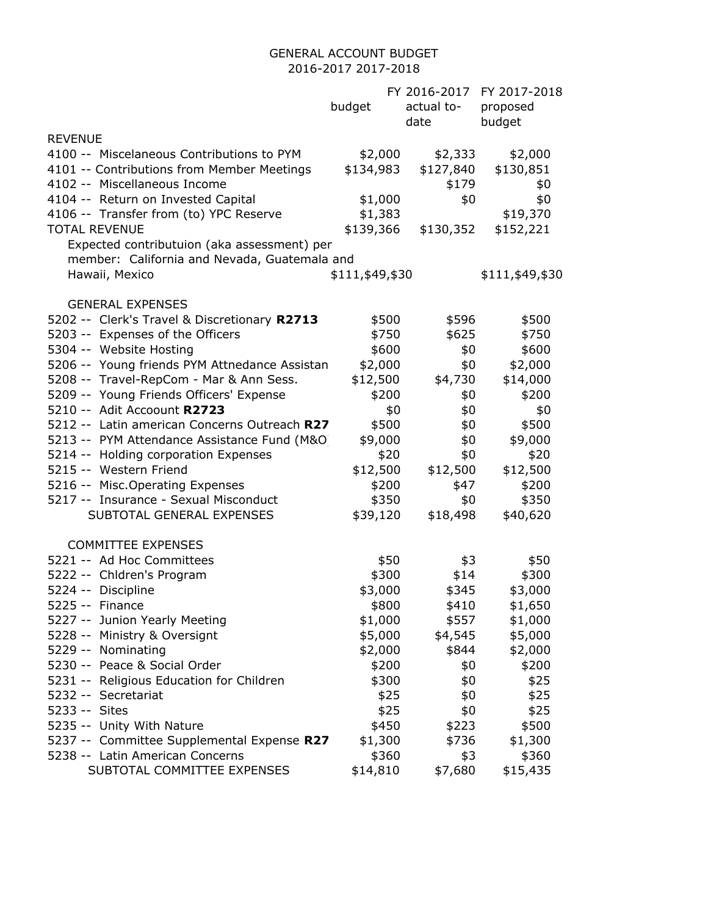GENERAL ACCOUNT BUDGET
2016-2017 2017-2018

| | budget | FY 2016-2017 actual to-date | FY 2017-2018 proposed budget |
|---|---|---|---|
| REVENUE | | | |
| 4100 -- Miscelaneous Contributions to PYM | $2,000 | $2,333 | $2,000 |
| 4101 -- Contributions from Member Meetings | $134,983 | $127,840 | $130,851 |
| 4102 -- Miscellaneous Income | | $179 | $0 |
| 4104 -- Return on Invested Capital | $1,000 | $0 | $0 |
| 4106 -- Transfer from (to) YPC Reserve | $1,383 | | $19,370 |
| TOTAL REVENUE | $139,366 | $130,352 | $152,221 |
| Expected contributuion (aka assessment) per member: California and Nevada, Guatemala and Hawaii, Mexico | $111,$49,$30 | | $111,$49,$30 |
| GENERAL EXPENSES | | | |
| 5202 -- Clerk's Travel & Discretionary **R2713** | $500 | $596 | $500 |
| 5203 -- Expenses of the Officers | $750 | $625 | $750 |
| 5304 -- Website Hosting | $600 | $0 | $600 |
| 5206 -- Young friends PYM Attnedance Assistan | $2,000 | $0 | $2,000 |
| 5208 -- Travel-RepCom - Mar & Ann Sess. | $12,500 | $4,730 | $14,000 |
| 5209 -- Young Friends Officers' Expense | $200 | $0 | $200 |
| 5210 -- Adit Accoount **R2723** | $0 | $0 | $0 |
| 5212 -- Latin american Concerns Outreach **R27** | $500 | $0 | $500 |
| 5213 -- PYM Attendance Assistance Fund (M&O | $9,000 | $0 | $9,000 |
| 5214 -- Holding corporation Expenses | $20 | $0 | $20 |
| 5215 -- Western Friend | $12,500 | $12,500 | $12,500 |
| 5216 -- Misc.Operating Expenses | $200 | $47 | $200 |
| 5217 -- Insurance - Sexual Misconduct | $350 | $0 | $350 |
| SUBTOTAL GENERAL EXPENSES | $39,120 | $18,498 | $40,620 |
| COMMITTEE EXPENSES | | | |
| 5221 -- Ad Hoc Committees | $50 | $3 | $50 |
| 5222 -- Chldren's Program | $300 | $14 | $300 |
| 5224 -- Discipline | $3,000 | $345 | $3,000 |
| 5225 -- Finance | $800 | $410 | $1,650 |
| 5227 -- Junion Yearly Meeting | $1,000 | $557 | $1,000 |
| 5228 -- Ministry & Oversignt | $5,000 | $4,545 | $5,000 |
| 5229 -- Nominating | $2,000 | $844 | $2,000 |
| 5230 -- Peace & Social Order | $200 | $0 | $200 |
| 5231 -- Religious Education for Children | $300 | $0 | $25 |
| 5232 -- Secretariat | $25 | $0 | $25 |
| 5233 -- Sites | $25 | $0 | $25 |
| 5235 -- Unity With Nature | $450 | $223 | $500 |
| 5237 -- Committee Supplemental Expense **R27** | $1,300 | $736 | $1,300 |
| 5238 -- Latin American Concerns | $360 | $3 | $360 |
| SUBTOTAL COMMITTEE EXPENSES | $14,810 | $7,680 | $15,435 |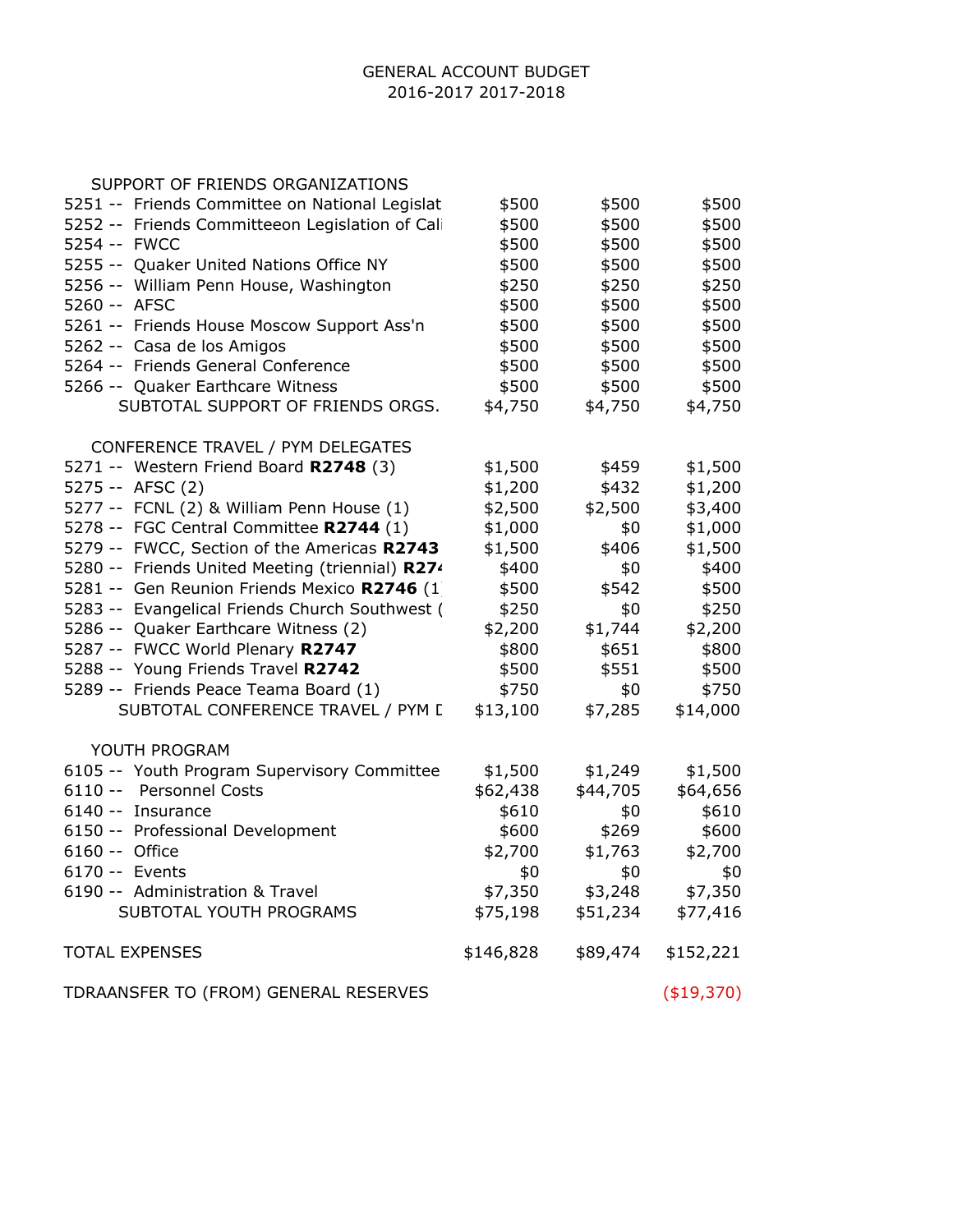GENERAL ACCOUNT BUDGET
2016-2017 2017-2018

| | | | |
|---|---|---|---|
| SUPPORT OF FRIENDS ORGANIZATIONS | | | |
| 5251 -- Friends Committee on National Legislat | $500 | $500 | $500 |
| 5252 -- Friends Committeeon Legislation of Cali | $500 | $500 | $500 |
| 5254 -- FWCC | $500 | $500 | $500 |
| 5255 -- Quaker United Nations Office NY | $500 | $500 | $500 |
| 5256 -- William Penn House, Washington | $250 | $250 | $250 |
| 5260 -- AFSC | $500 | $500 | $500 |
| 5261 -- Friends House Moscow Support Ass'n | $500 | $500 | $500 |
| 5262 -- Casa de los Amigos | $500 | $500 | $500 |
| 5264 -- Friends General Conference | $500 | $500 | $500 |
| 5266 -- Quaker Earthcare Witness | $500 | $500 | $500 |
| SUBTOTAL SUPPORT OF FRIENDS ORGS. | $4,750 | $4,750 | $4,750 |
| | | | |
| CONFERENCE TRAVEL / PYM DELEGATES | | | |
| 5271 -- Western Friend Board **R2748** (3) | $1,500 | $459 | $1,500 |
| 5275 -- AFSC (2) | $1,200 | $432 | $1,200 |
| 5277 -- FCNL (2) & William Penn House (1) | $2,500 | $2,500 | $3,400 |
| 5278 -- FGC Central Committee **R2744** (1) | $1,000 | $0 | $1,000 |
| 5279 -- FWCC, Section of the Americas **R2743** | $1,500 | $406 | $1,500 |
| 5280 -- Friends United Meeting (triennial) **R274** | $400 | $0 | $400 |
| 5281 -- Gen Reunion Friends Mexico **R2746** (1 | $500 | $542 | $500 |
| 5283 -- Evangelical Friends Church Southwest ( | $250 | $0 | $250 |
| 5286 -- Quaker Earthcare Witness (2) | $2,200 | $1,744 | $2,200 |
| 5287 -- FWCC World Plenary **R2747** | $800 | $651 | $800 |
| 5288 -- Young Friends Travel **R2742** | $500 | $551 | $500 |
| 5289 -- Friends Peace Teama Board (1) | $750 | $0 | $750 |
| SUBTOTAL CONFERENCE TRAVEL / PYM D | $13,100 | $7,285 | $14,000 |
| | | | |
| YOUTH PROGRAM | | | |
| 6105 -- Youth Program Supervisory Committee | $1,500 | $1,249 | $1,500 |
| 6110 -- Personnel Costs | $62,438 | $44,705 | $64,656 |
| 6140 -- Insurance | $610 | $0 | $610 |
| 6150 -- Professional Development | $600 | $269 | $600 |
| 6160 -- Office | $2,700 | $1,763 | $2,700 |
| 6170 -- Events | $0 | $0 | $0 |
| 6190 -- Administration & Travel | $7,350 | $3,248 | $7,350 |
| SUBTOTAL YOUTH PROGRAMS | $75,198 | $51,234 | $77,416 |
| | | | |
| TOTAL EXPENSES | $146,828 | $89,474 | $152,221 |
| | | | |
| TDRAANSFER TO (FROM) GENERAL RESERVES | | | ($19,370) |